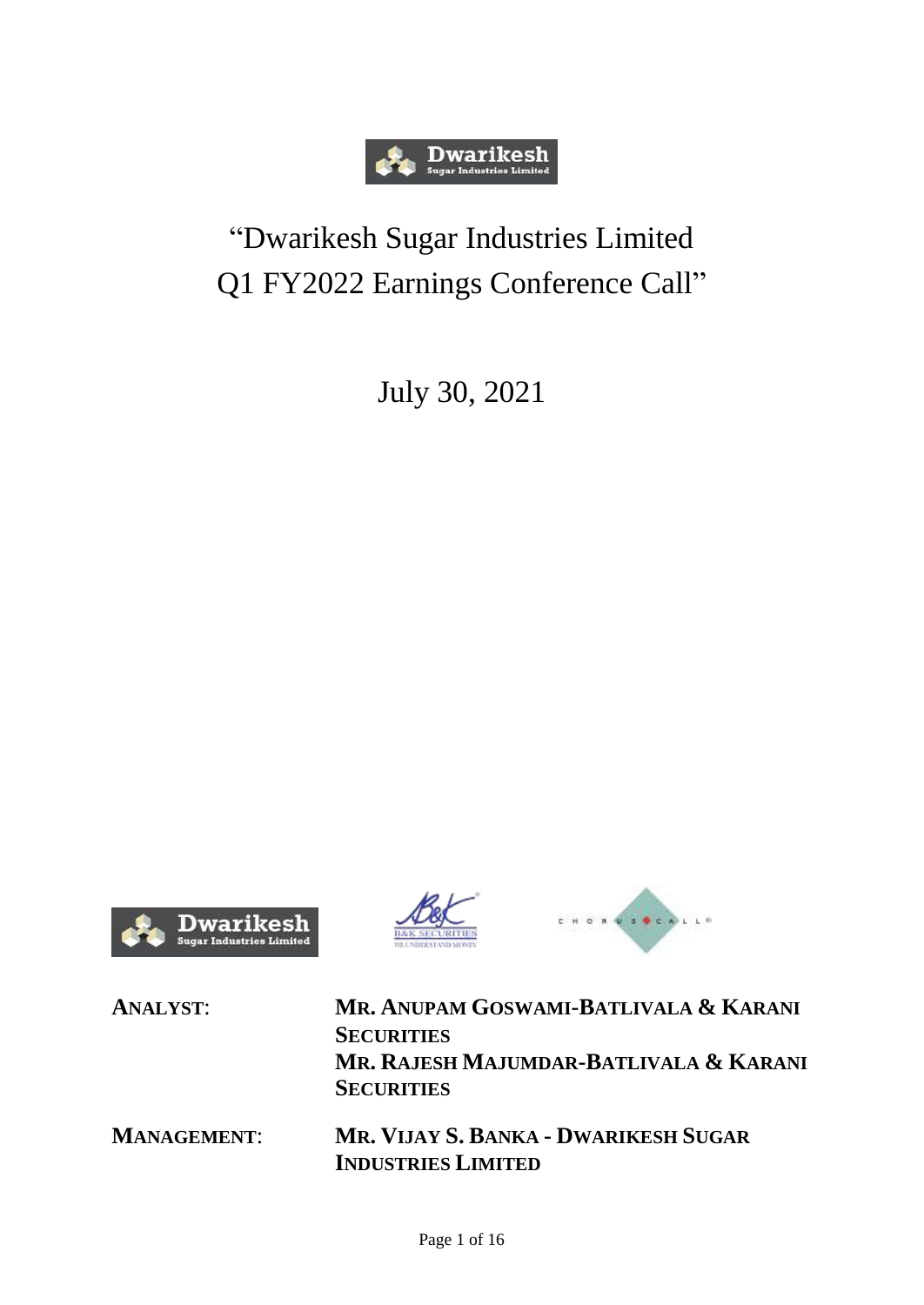# "Dwarikesh Sugar Industries Limited Q1 FY2022 Earnings Conference Call"

July 30, 2021

**ANALYST:** **MR. ANUPAM GOSWAMI-BATLIVALA & KARANI SECURITIES**
**MR. RAJESH MAJUMDAR-BATLIVALA & KARANI SECURITIES**

**MANAGEMENT:** **MR. VIJAY S. BANKA - DWARIKESH SUGAR INDUSTRIES LIMITED**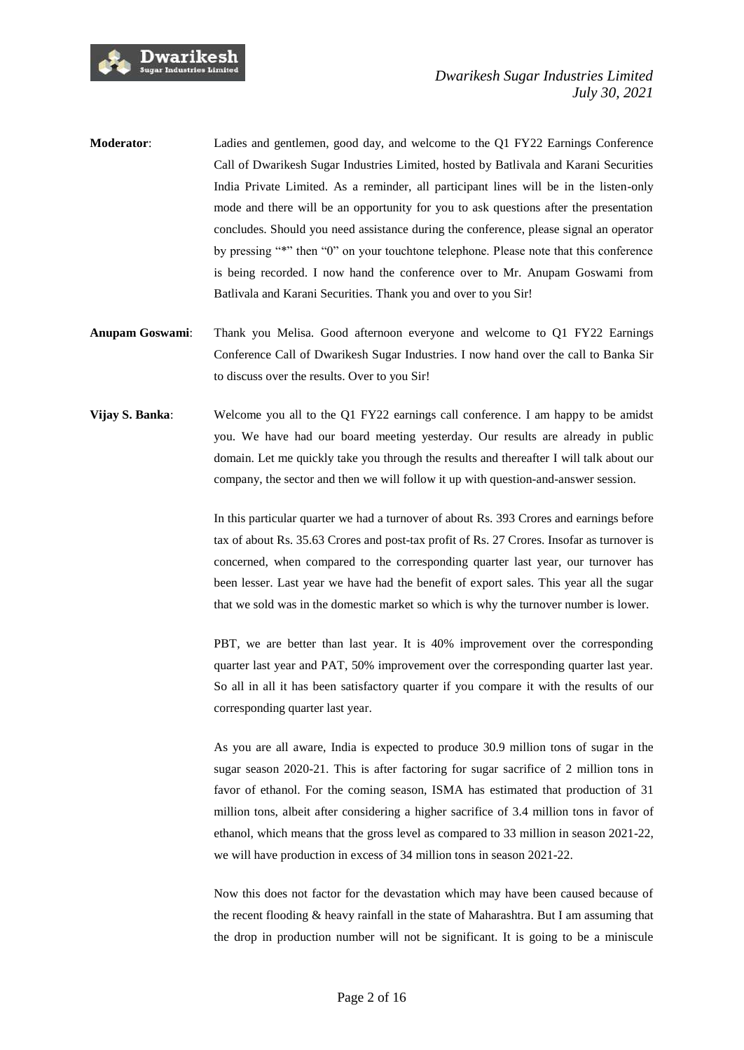**Moderator**: Ladies and gentlemen, good day, and welcome to the Q1 FY22 Earnings Conference Call of Dwarikesh Sugar Industries Limited, hosted by Batlivala and Karani Securities India Private Limited. As a reminder, all participant lines will be in the listen-only mode and there will be an opportunity for you to ask questions after the presentation concludes. Should you need assistance during the conference, please signal an operator by pressing "*" then "0" on your touchtone telephone. Please note that this conference is being recorded. I now hand the conference over to Mr. Anupam Goswami from Batlivala and Karani Securities. Thank you and over to you Sir!

**Anupam Goswami**: Thank you Melisa. Good afternoon everyone and welcome to Q1 FY22 Earnings Conference Call of Dwarikesh Sugar Industries. I now hand over the call to Banka Sir to discuss over the results. Over to you Sir!

**Vijay S. Banka**: Welcome you all to the Q1 FY22 earnings call conference. I am happy to be amidst you. We have had our board meeting yesterday. Our results are already in public domain. Let me quickly take you through the results and thereafter I will talk about our company, the sector and then we will follow it up with question-and-answer session.

In this particular quarter we had a turnover of about Rs. 393 Crores and earnings before tax of about Rs. 35.63 Crores and post-tax profit of Rs. 27 Crores. Insofar as turnover is concerned, when compared to the corresponding quarter last year, our turnover has been lesser. Last year we have had the benefit of export sales. This year all the sugar that we sold was in the domestic market so which is why the turnover number is lower.

PBT, we are better than last year. It is 40% improvement over the corresponding quarter last year and PAT, 50% improvement over the corresponding quarter last year. So all in all it has been satisfactory quarter if you compare it with the results of our corresponding quarter last year.

As you are all aware, India is expected to produce 30.9 million tons of sugar in the sugar season 2020-21. This is after factoring for sugar sacrifice of 2 million tons in favor of ethanol. For the coming season, ISMA has estimated that production of 31 million tons, albeit after considering a higher sacrifice of 3.4 million tons in favor of ethanol, which means that the gross level as compared to 33 million in season 2021-22, we will have production in excess of 34 million tons in season 2021-22.

Now this does not factor for the devastation which may have been caused because of the recent flooding & heavy rainfall in the state of Maharashtra. But I am assuming that the drop in production number will not be significant. It is going to be a miniscule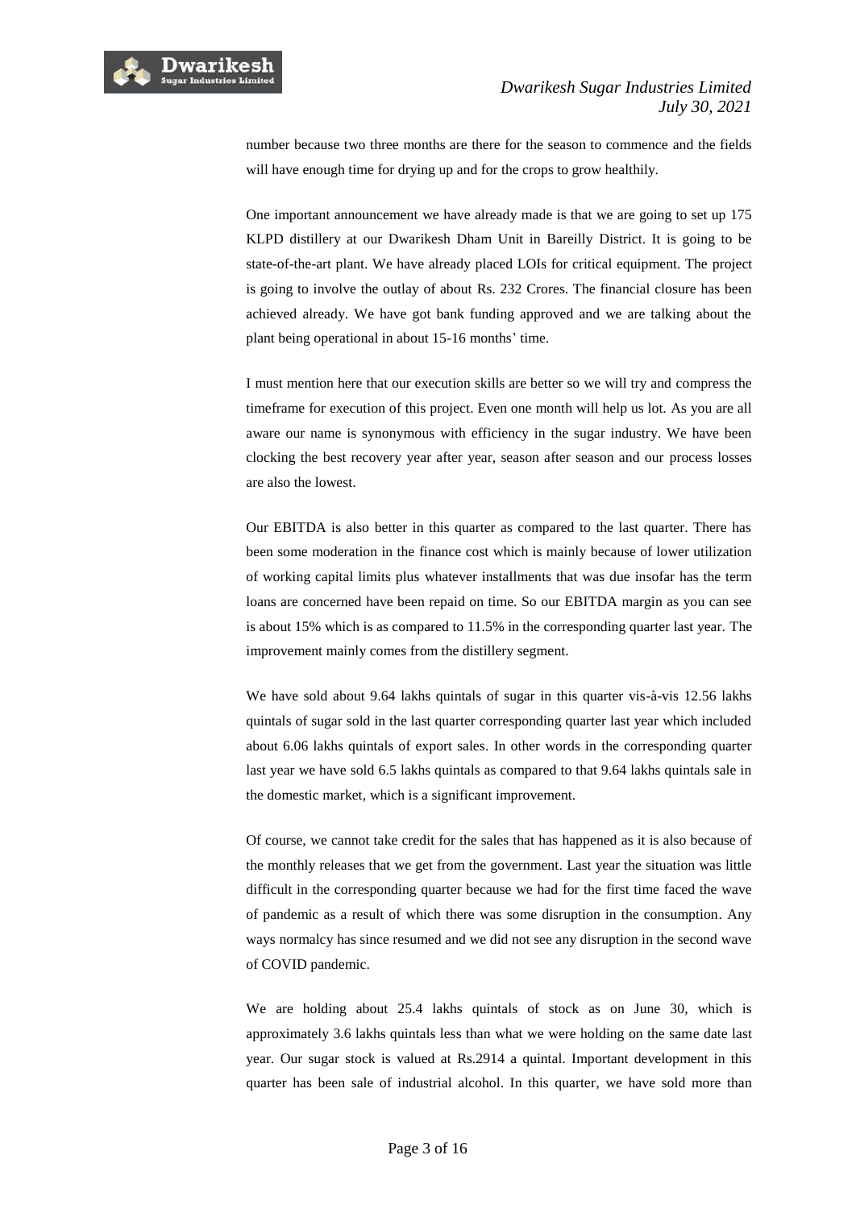number because two three months are there for the season to commence and the fields will have enough time for drying up and for the crops to grow healthily.

One important announcement we have already made is that we are going to set up 175 KLPD distillery at our Dwarikesh Dham Unit in Bareilly District. It is going to be state-of-the-art plant. We have already placed LOIs for critical equipment. The project is going to involve the outlay of about Rs. 232 Crores. The financial closure has been achieved already. We have got bank funding approved and we are talking about the plant being operational in about 15-16 months' time.

I must mention here that our execution skills are better so we will try and compress the timeframe for execution of this project. Even one month will help us lot. As you are all aware our name is synonymous with efficiency in the sugar industry. We have been clocking the best recovery year after year, season after season and our process losses are also the lowest.

Our EBITDA is also better in this quarter as compared to the last quarter. There has been some moderation in the finance cost which is mainly because of lower utilization of working capital limits plus whatever installments that was due insofar has the term loans are concerned have been repaid on time. So our EBITDA margin as you can see is about 15% which is as compared to 11.5% in the corresponding quarter last year. The improvement mainly comes from the distillery segment.

We have sold about 9.64 lakhs quintals of sugar in this quarter vis-à-vis 12.56 lakhs quintals of sugar sold in the last quarter corresponding quarter last year which included about 6.06 lakhs quintals of export sales. In other words in the corresponding quarter last year we have sold 6.5 lakhs quintals as compared to that 9.64 lakhs quintals sale in the domestic market, which is a significant improvement.

Of course, we cannot take credit for the sales that has happened as it is also because of the monthly releases that we get from the government. Last year the situation was little difficult in the corresponding quarter because we had for the first time faced the wave of pandemic as a result of which there was some disruption in the consumption. Any ways normalcy has since resumed and we did not see any disruption in the second wave of COVID pandemic.

We are holding about 25.4 lakhs quintals of stock as on June 30, which is approximately 3.6 lakhs quintals less than what we were holding on the same date last year. Our sugar stock is valued at Rs.2914 a quintal. Important development in this quarter has been sale of industrial alcohol. In this quarter, we have sold more than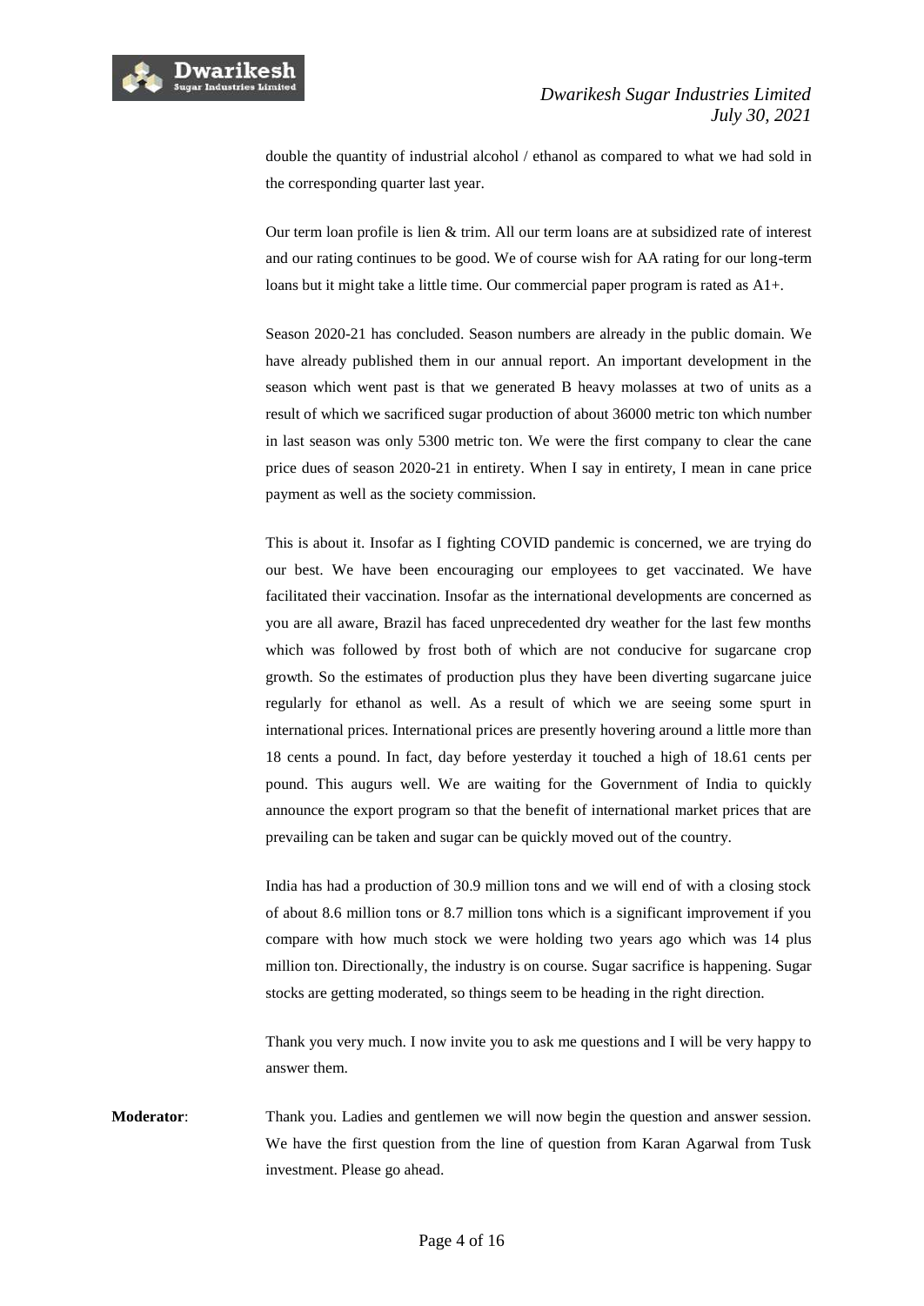double the quantity of industrial alcohol / ethanol as compared to what we had sold in the corresponding quarter last year.

Our term loan profile is lien & trim. All our term loans are at subsidized rate of interest and our rating continues to be good. We of course wish for AA rating for our long-term loans but it might take a little time. Our commercial paper program is rated as A1+.

Season 2020-21 has concluded. Season numbers are already in the public domain. We have already published them in our annual report. An important development in the season which went past is that we generated B heavy molasses at two of units as a result of which we sacrificed sugar production of about 36000 metric ton which number in last season was only 5300 metric ton. We were the first company to clear the cane price dues of season 2020-21 in entirety. When I say in entirety, I mean in cane price payment as well as the society commission.

This is about it. Insofar as I fighting COVID pandemic is concerned, we are trying do our best. We have been encouraging our employees to get vaccinated. We have facilitated their vaccination. Insofar as the international developments are concerned as you are all aware, Brazil has faced unprecedented dry weather for the last few months which was followed by frost both of which are not conducive for sugarcane crop growth. So the estimates of production plus they have been diverting sugarcane juice regularly for ethanol as well. As a result of which we are seeing some spurt in international prices. International prices are presently hovering around a little more than 18 cents a pound. In fact, day before yesterday it touched a high of 18.61 cents per pound. This augurs well. We are waiting for the Government of India to quickly announce the export program so that the benefit of international market prices that are prevailing can be taken and sugar can be quickly moved out of the country.

India has had a production of 30.9 million tons and we will end of with a closing stock of about 8.6 million tons or 8.7 million tons which is a significant improvement if you compare with how much stock we were holding two years ago which was 14 plus million ton. Directionally, the industry is on course. Sugar sacrifice is happening. Sugar stocks are getting moderated, so things seem to be heading in the right direction.

Thank you very much. I now invite you to ask me questions and I will be very happy to answer them.

**Moderator**: Thank you. Ladies and gentlemen we will now begin the question and answer session. We have the first question from the line of question from Karan Agarwal from Tusk investment. Please go ahead.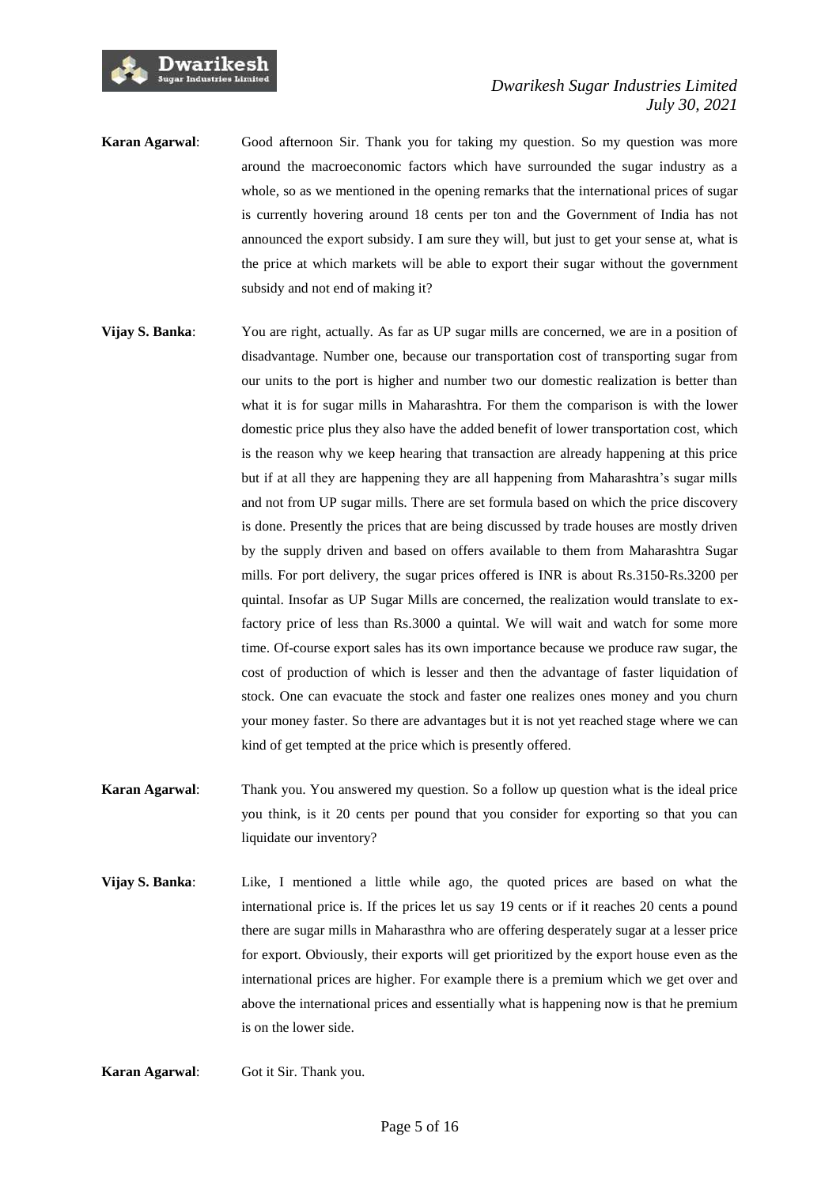**Karan Agarwal**: Good afternoon Sir. Thank you for taking my question. So my question was more around the macroeconomic factors which have surrounded the sugar industry as a whole, so as we mentioned in the opening remarks that the international prices of sugar is currently hovering around 18 cents per ton and the Government of India has not announced the export subsidy. I am sure they will, but just to get your sense at, what is the price at which markets will be able to export their sugar without the government subsidy and not end of making it?

**Vijay S. Banka**: You are right, actually. As far as UP sugar mills are concerned, we are in a position of disadvantage. Number one, because our transportation cost of transporting sugar from our units to the port is higher and number two our domestic realization is better than what it is for sugar mills in Maharashtra. For them the comparison is with the lower domestic price plus they also have the added benefit of lower transportation cost, which is the reason why we keep hearing that transaction are already happening at this price but if at all they are happening they are all happening from Maharashtra's sugar mills and not from UP sugar mills. There are set formula based on which the price discovery is done. Presently the prices that are being discussed by trade houses are mostly driven by the supply driven and based on offers available to them from Maharashtra Sugar mills. For port delivery, the sugar prices offered is INR is about Rs.3150-Rs.3200 per quintal. Insofar as UP Sugar Mills are concerned, the realization would translate to ex-factory price of less than Rs.3000 a quintal. We will wait and watch for some more time. Of-course export sales has its own importance because we produce raw sugar, the cost of production of which is lesser and then the advantage of faster liquidation of stock. One can evacuate the stock and faster one realizes ones money and you churn your money faster. So there are advantages but it is not yet reached stage where we can kind of get tempted at the price which is presently offered.

**Karan Agarwal**: Thank you. You answered my question. So a follow up question what is the ideal price you think, is it 20 cents per pound that you consider for exporting so that you can liquidate our inventory?

**Vijay S. Banka**: Like, I mentioned a little while ago, the quoted prices are based on what the international price is. If the prices let us say 19 cents or if it reaches 20 cents a pound there are sugar mills in Maharasthra who are offering desperately sugar at a lesser price for export. Obviously, their exports will get prioritized by the export house even as the international prices are higher. For example there is a premium which we get over and above the international prices and essentially what is happening now is that he premium is on the lower side.

**Karan Agarwal**: Got it Sir. Thank you.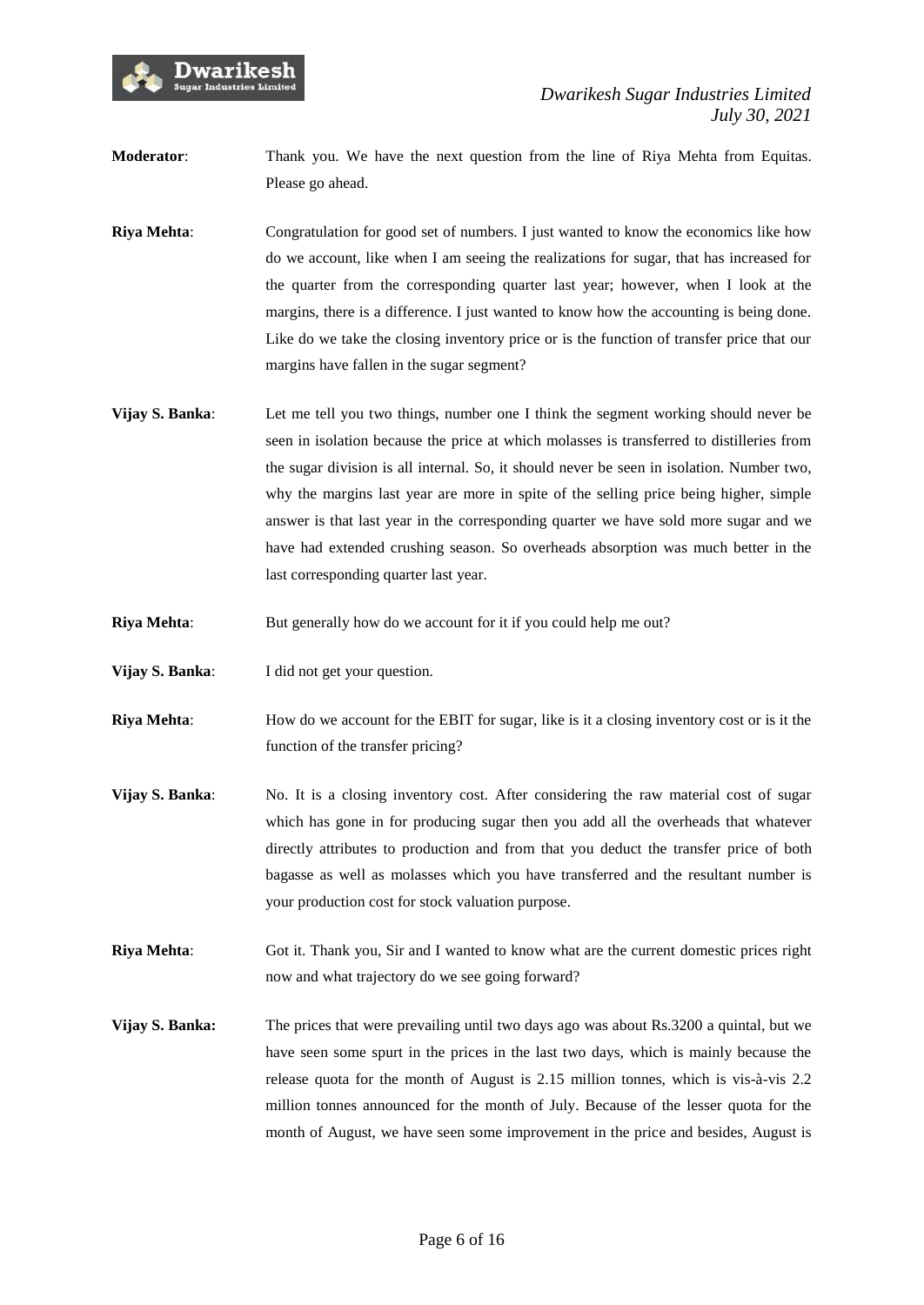**Moderator**: Thank you. We have the next question from the line of Riya Mehta from Equitas. Please go ahead.

**Riya Mehta**: Congratulation for good set of numbers. I just wanted to know the economics like how do we account, like when I am seeing the realizations for sugar, that has increased for the quarter from the corresponding quarter last year; however, when I look at the margins, there is a difference. I just wanted to know how the accounting is being done. Like do we take the closing inventory price or is the function of transfer price that our margins have fallen in the sugar segment?

**Vijay S. Banka**: Let me tell you two things, number one I think the segment working should never be seen in isolation because the price at which molasses is transferred to distilleries from the sugar division is all internal. So, it should never be seen in isolation. Number two, why the margins last year are more in spite of the selling price being higher, simple answer is that last year in the corresponding quarter we have sold more sugar and we have had extended crushing season. So overheads absorption was much better in the last corresponding quarter last year.

**Riya Mehta**: But generally how do we account for it if you could help me out?

**Vijay S. Banka**: I did not get your question.

**Riya Mehta**: How do we account for the EBIT for sugar, like is it a closing inventory cost or is it the function of the transfer pricing?

**Vijay S. Banka**: No. It is a closing inventory cost. After considering the raw material cost of sugar which has gone in for producing sugar then you add all the overheads that whatever directly attributes to production and from that you deduct the transfer price of both bagasse as well as molasses which you have transferred and the resultant number is your production cost for stock valuation purpose.

**Riya Mehta**: Got it. Thank you, Sir and I wanted to know what are the current domestic prices right now and what trajectory do we see going forward?

**Vijay S. Banka:** The prices that were prevailing until two days ago was about Rs.3200 a quintal, but we have seen some spurt in the prices in the last two days, which is mainly because the release quota for the month of August is 2.15 million tonnes, which is vis-à-vis 2.2 million tonnes announced for the month of July. Because of the lesser quota for the month of August, we have seen some improvement in the price and besides, August is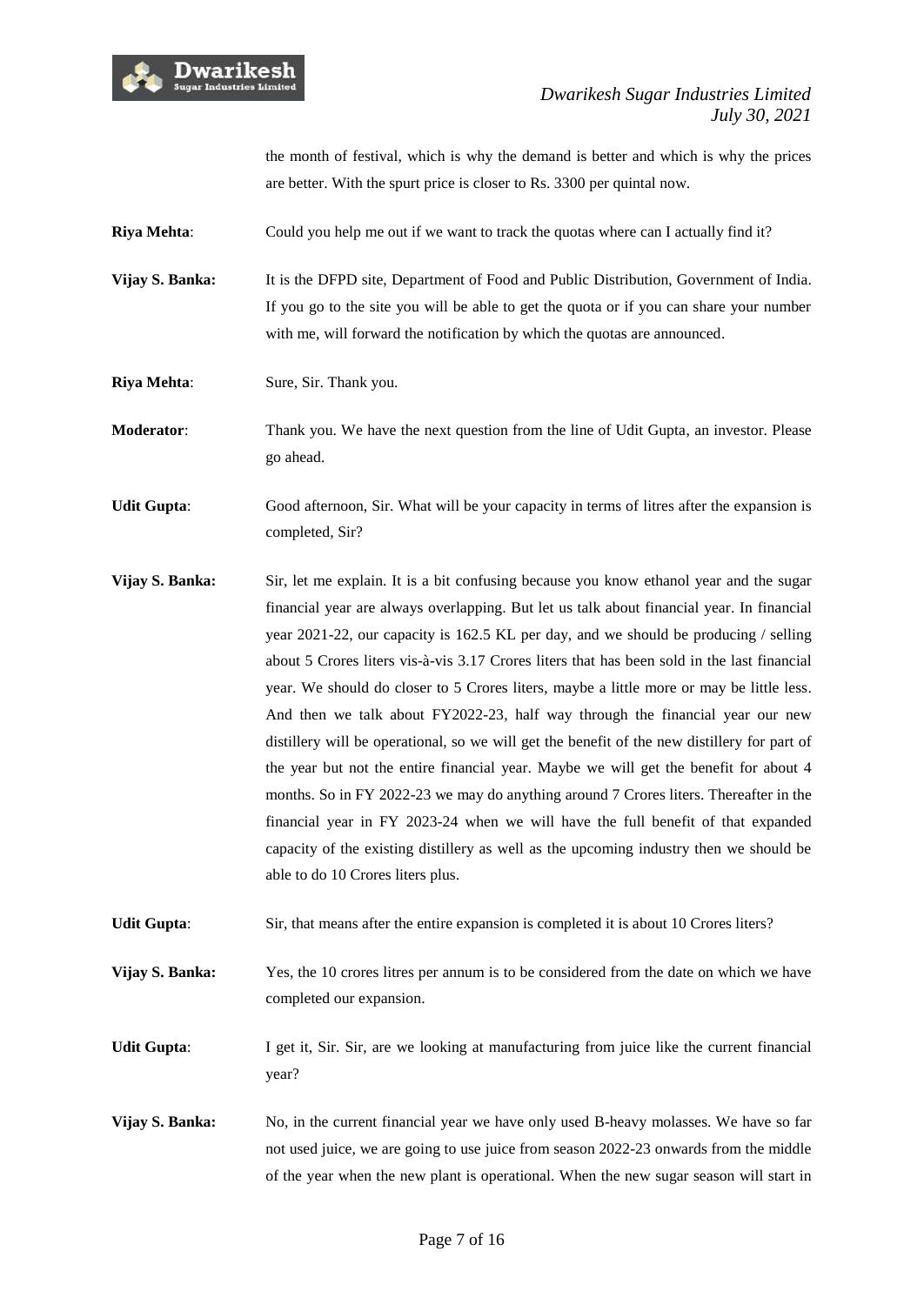the month of festival, which is why the demand is better and which is why the prices are better. With the spurt price is closer to Rs. 3300 per quintal now.

**Riya Mehta**: Could you help me out if we want to track the quotas where can I actually find it?

**Vijay S. Banka:** It is the DFPD site, Department of Food and Public Distribution, Government of India. If you go to the site you will be able to get the quota or if you can share your number with me, will forward the notification by which the quotas are announced.

**Riya Mehta**: Sure, Sir. Thank you.

**Moderator**: Thank you. We have the next question from the line of Udit Gupta, an investor. Please go ahead.

**Udit Gupta**: Good afternoon, Sir. What will be your capacity in terms of litres after the expansion is completed, Sir?

**Vijay S. Banka:** Sir, let me explain. It is a bit confusing because you know ethanol year and the sugar financial year are always overlapping. But let us talk about financial year. In financial year 2021-22, our capacity is 162.5 KL per day, and we should be producing / selling about 5 Crores liters vis-à-vis 3.17 Crores liters that has been sold in the last financial year. We should do closer to 5 Crores liters, maybe a little more or may be little less. And then we talk about FY2022-23, half way through the financial year our new distillery will be operational, so we will get the benefit of the new distillery for part of the year but not the entire financial year. Maybe we will get the benefit for about 4 months. So in FY 2022-23 we may do anything around 7 Crores liters. Thereafter in the financial year in FY 2023-24 when we will have the full benefit of that expanded capacity of the existing distillery as well as the upcoming industry then we should be able to do 10 Crores liters plus.

**Udit Gupta**: Sir, that means after the entire expansion is completed it is about 10 Crores liters?

**Vijay S. Banka:** Yes, the 10 crores litres per annum is to be considered from the date on which we have completed our expansion.

**Udit Gupta**: I get it, Sir. Sir, are we looking at manufacturing from juice like the current financial year?

**Vijay S. Banka:** No, in the current financial year we have only used B-heavy molasses. We have so far not used juice, we are going to use juice from season 2022-23 onwards from the middle of the year when the new plant is operational. When the new sugar season will start in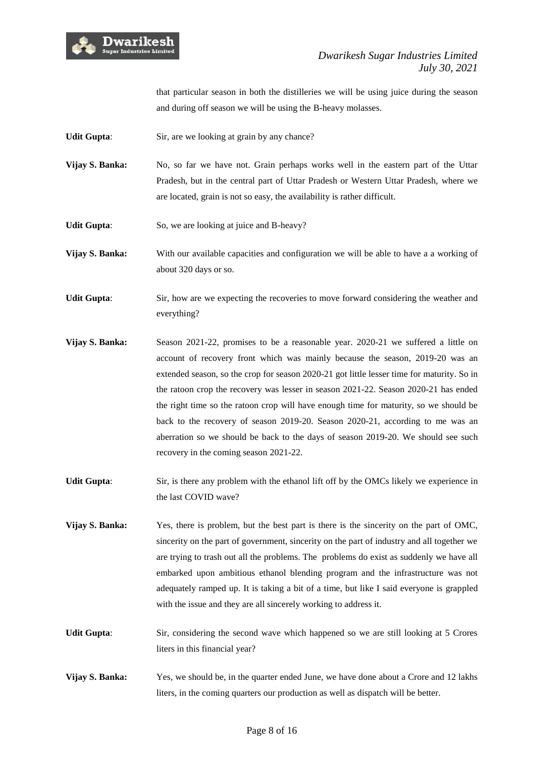that particular season in both the distilleries we will be using juice during the season and during off season we will be using the B-heavy molasses.

**Udit Gupta**: Sir, are we looking at grain by any chance?

**Vijay S. Banka:** No, so far we have not. Grain perhaps works well in the eastern part of the Uttar Pradesh, but in the central part of Uttar Pradesh or Western Uttar Pradesh, where we are located, grain is not so easy, the availability is rather difficult.

**Udit Gupta**: So, we are looking at juice and B-heavy?

**Vijay S. Banka:** With our available capacities and configuration we will be able to have a a working of about 320 days or so.

**Udit Gupta**: Sir, how are we expecting the recoveries to move forward considering the weather and everything?

**Vijay S. Banka:** Season 2021-22, promises to be a reasonable year. 2020-21 we suffered a little on account of recovery front which was mainly because the season, 2019-20 was an extended season, so the crop for season 2020-21 got little lesser time for maturity. So in the ratoon crop the recovery was lesser in season 2021-22. Season 2020-21 has ended the right time so the ratoon crop will have enough time for maturity, so we should be back to the recovery of season 2019-20. Season 2020-21, according to me was an aberration so we should be back to the days of season 2019-20. We should see such recovery in the coming season 2021-22.

**Udit Gupta**: Sir, is there any problem with the ethanol lift off by the OMCs likely we experience in the last COVID wave?

**Vijay S. Banka:** Yes, there is problem, but the best part is there is the sincerity on the part of OMC, sincerity on the part of government, sincerity on the part of industry and all together we are trying to trash out all the problems. The problems do exist as suddenly we have all embarked upon ambitious ethanol blending program and the infrastructure was not adequately ramped up. It is taking a bit of a time, but like I said everyone is grappled with the issue and they are all sincerely working to address it.

**Udit Gupta**: Sir, considering the second wave which happened so we are still looking at 5 Crores liters in this financial year?

**Vijay S. Banka:** Yes, we should be, in the quarter ended June, we have done about a Crore and 12 lakhs liters, in the coming quarters our production as well as dispatch will be better.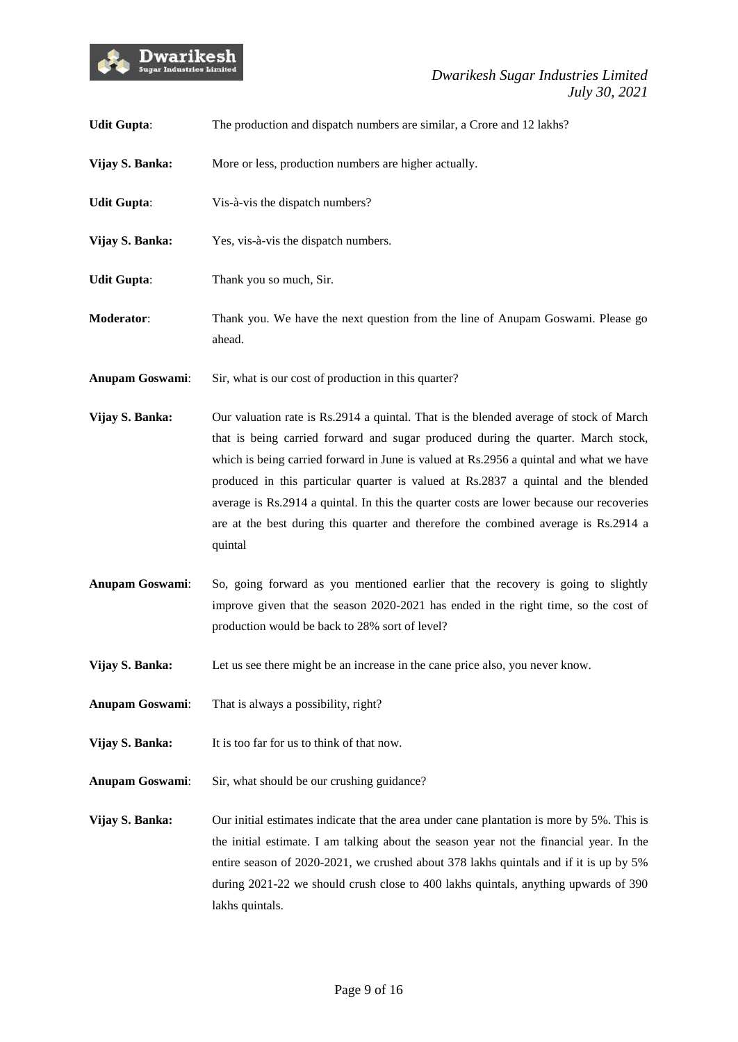**Udit Gupta**: The production and dispatch numbers are similar, a Crore and 12 lakhs?

**Vijay S. Banka:** More or less, production numbers are higher actually.

**Udit Gupta**: Vis-à-vis the dispatch numbers?

**Vijay S. Banka:** Yes, vis-à-vis the dispatch numbers.

**Udit Gupta**: Thank you so much, Sir.

**Moderator**: Thank you. We have the next question from the line of Anupam Goswami. Please go ahead.

**Anupam Goswami**: Sir, what is our cost of production in this quarter?

**Vijay S. Banka:** Our valuation rate is Rs.2914 a quintal. That is the blended average of stock of March that is being carried forward and sugar produced during the quarter. March stock, which is being carried forward in June is valued at Rs.2956 a quintal and what we have produced in this particular quarter is valued at Rs.2837 a quintal and the blended average is Rs.2914 a quintal. In this the quarter costs are lower because our recoveries are at the best during this quarter and therefore the combined average is Rs.2914 a quintal

**Anupam Goswami**: So, going forward as you mentioned earlier that the recovery is going to slightly improve given that the season 2020-2021 has ended in the right time, so the cost of production would be back to 28% sort of level?

**Vijay S. Banka:** Let us see there might be an increase in the cane price also, you never know.

**Anupam Goswami**: That is always a possibility, right?

**Vijay S. Banka:** It is too far for us to think of that now.

**Anupam Goswami**: Sir, what should be our crushing guidance?

**Vijay S. Banka:** Our initial estimates indicate that the area under cane plantation is more by 5%. This is the initial estimate. I am talking about the season year not the financial year. In the entire season of 2020-2021, we crushed about 378 lakhs quintals and if it is up by 5% during 2021-22 we should crush close to 400 lakhs quintals, anything upwards of 390 lakhs quintals.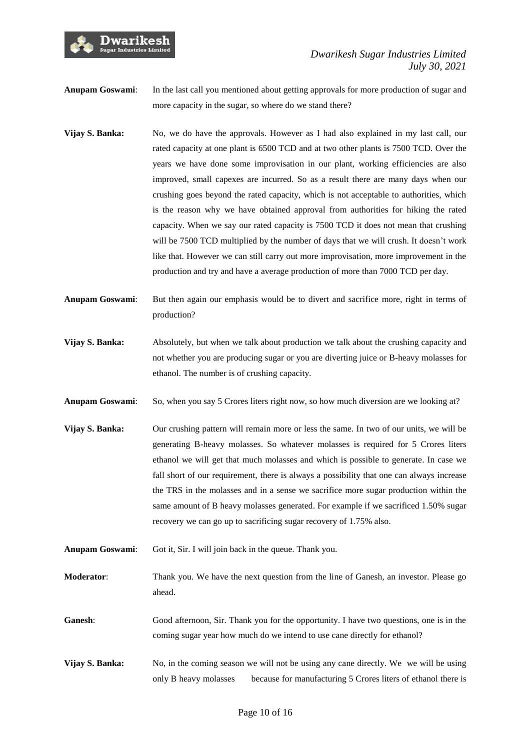**Anupam Goswami**: In the last call you mentioned about getting approvals for more production of sugar and more capacity in the sugar, so where do we stand there?

**Vijay S. Banka:** No, we do have the approvals. However as I had also explained in my last call, our rated capacity at one plant is 6500 TCD and at two other plants is 7500 TCD. Over the years we have done some improvisation in our plant, working efficiencies are also improved, small capexes are incurred. So as a result there are many days when our crushing goes beyond the rated capacity, which is not acceptable to authorities, which is the reason why we have obtained approval from authorities for hiking the rated capacity. When we say our rated capacity is 7500 TCD it does not mean that crushing will be 7500 TCD multiplied by the number of days that we will crush. It doesn't work like that. However we can still carry out more improvisation, more improvement in the production and try and have a average production of more than 7000 TCD per day.

**Anupam Goswami**: But then again our emphasis would be to divert and sacrifice more, right in terms of production?

**Vijay S. Banka:** Absolutely, but when we talk about production we talk about the crushing capacity and not whether you are producing sugar or you are diverting juice or B-heavy molasses for ethanol. The number is of crushing capacity.

**Anupam Goswami**: So, when you say 5 Crores liters right now, so how much diversion are we looking at?

**Vijay S. Banka:** Our crushing pattern will remain more or less the same. In two of our units, we will be generating B-heavy molasses. So whatever molasses is required for 5 Crores liters ethanol we will get that much molasses and which is possible to generate. In case we fall short of our requirement, there is always a possibility that one can always increase the TRS in the molasses and in a sense we sacrifice more sugar production within the same amount of B heavy molasses generated. For example if we sacrificed 1.50% sugar recovery we can go up to sacrificing sugar recovery of 1.75% also.

**Anupam Goswami**: Got it, Sir. I will join back in the queue. Thank you.

**Moderator**: Thank you. We have the next question from the line of Ganesh, an investor. Please go ahead.

**Ganesh**: Good afternoon, Sir. Thank you for the opportunity. I have two questions, one is in the coming sugar year how much do we intend to use cane directly for ethanol?

**Vijay S. Banka:** No, in the coming season we will not be using any cane directly. We we will be using only B heavy molasses because for manufacturing 5 Crores liters of ethanol there is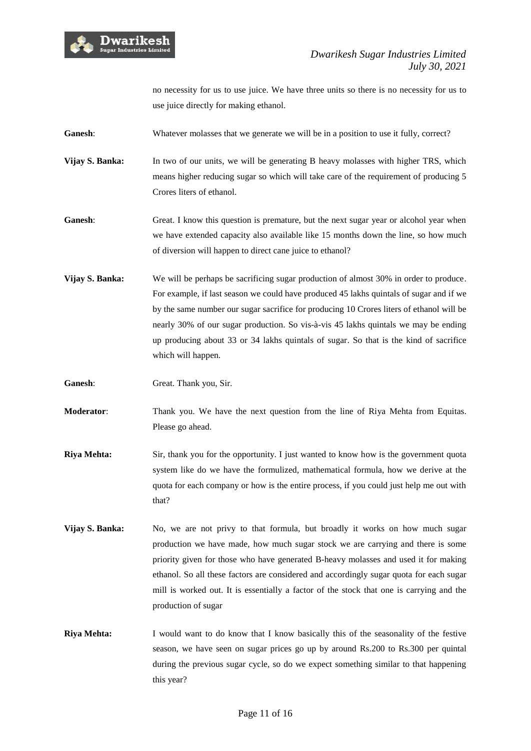no necessity for us to use juice. We have three units so there is no necessity for us to use juice directly for making ethanol.

**Ganesh**: Whatever molasses that we generate we will be in a position to use it fully, correct?

**Vijay S. Banka:** In two of our units, we will be generating B heavy molasses with higher TRS, which means higher reducing sugar so which will take care of the requirement of producing 5 Crores liters of ethanol.

**Ganesh**: Great. I know this question is premature, but the next sugar year or alcohol year when we have extended capacity also available like 15 months down the line, so how much of diversion will happen to direct cane juice to ethanol?

**Vijay S. Banka:** We will be perhaps be sacrificing sugar production of almost 30% in order to produce. For example, if last season we could have produced 45 lakhs quintals of sugar and if we by the same number our sugar sacrifice for producing 10 Crores liters of ethanol will be nearly 30% of our sugar production. So vis-à-vis 45 lakhs quintals we may be ending up producing about 33 or 34 lakhs quintals of sugar. So that is the kind of sacrifice which will happen.

**Ganesh**: Great. Thank you, Sir.

**Moderator**: Thank you. We have the next question from the line of Riya Mehta from Equitas. Please go ahead.

**Riya Mehta:** Sir, thank you for the opportunity. I just wanted to know how is the government quota system like do we have the formulized, mathematical formula, how we derive at the quota for each company or how is the entire process, if you could just help me out with that?

**Vijay S. Banka:** No, we are not privy to that formula, but broadly it works on how much sugar production we have made, how much sugar stock we are carrying and there is some priority given for those who have generated B-heavy molasses and used it for making ethanol. So all these factors are considered and accordingly sugar quota for each sugar mill is worked out. It is essentially a factor of the stock that one is carrying and the production of sugar

**Riya Mehta:** I would want to do know that I know basically this of the seasonality of the festive season, we have seen on sugar prices go up by around Rs.200 to Rs.300 per quintal during the previous sugar cycle, so do we expect something similar to that happening this year?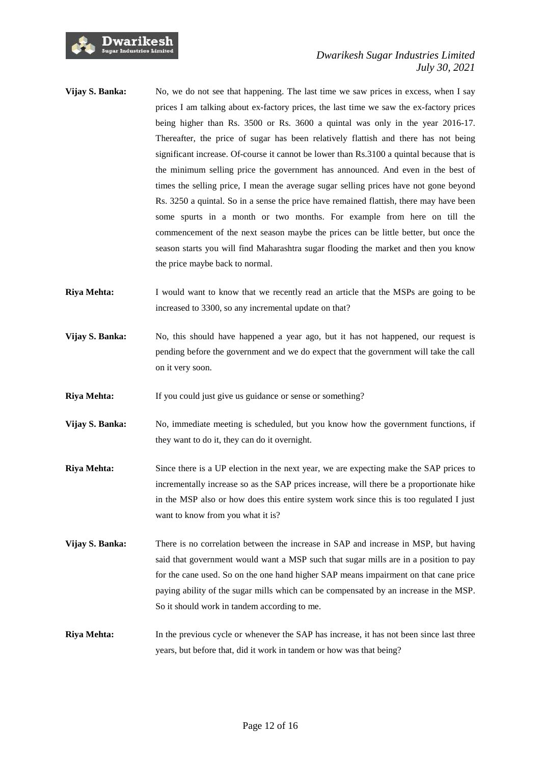**Vijay S. Banka:** No, we do not see that happening. The last time we saw prices in excess, when I say prices I am talking about ex-factory prices, the last time we saw the ex-factory prices being higher than Rs. 3500 or Rs. 3600 a quintal was only in the year 2016-17. Thereafter, the price of sugar has been relatively flattish and there has not being significant increase. Of-course it cannot be lower than Rs.3100 a quintal because that is the minimum selling price the government has announced. And even in the best of times the selling price, I mean the average sugar selling prices have not gone beyond Rs. 3250 a quintal. So in a sense the price have remained flattish, there may have been some spurts in a month or two months. For example from here on till the commencement of the next season maybe the prices can be little better, but once the season starts you will find Maharashtra sugar flooding the market and then you know the price maybe back to normal.

**Riya Mehta:** I would want to know that we recently read an article that the MSPs are going to be increased to 3300, so any incremental update on that?

**Vijay S. Banka:** No, this should have happened a year ago, but it has not happened, our request is pending before the government and we do expect that the government will take the call on it very soon.

**Riya Mehta:** If you could just give us guidance or sense or something?

**Vijay S. Banka:** No, immediate meeting is scheduled, but you know how the government functions, if they want to do it, they can do it overnight.

**Riya Mehta:** Since there is a UP election in the next year, we are expecting make the SAP prices to incrementally increase so as the SAP prices increase, will there be a proportionate hike in the MSP also or how does this entire system work since this is too regulated I just want to know from you what it is?

**Vijay S. Banka:** There is no correlation between the increase in SAP and increase in MSP, but having said that government would want a MSP such that sugar mills are in a position to pay for the cane used. So on the one hand higher SAP means impairment on that cane price paying ability of the sugar mills which can be compensated by an increase in the MSP. So it should work in tandem according to me.

**Riya Mehta:** In the previous cycle or whenever the SAP has increase, it has not been since last three years, but before that, did it work in tandem or how was that being?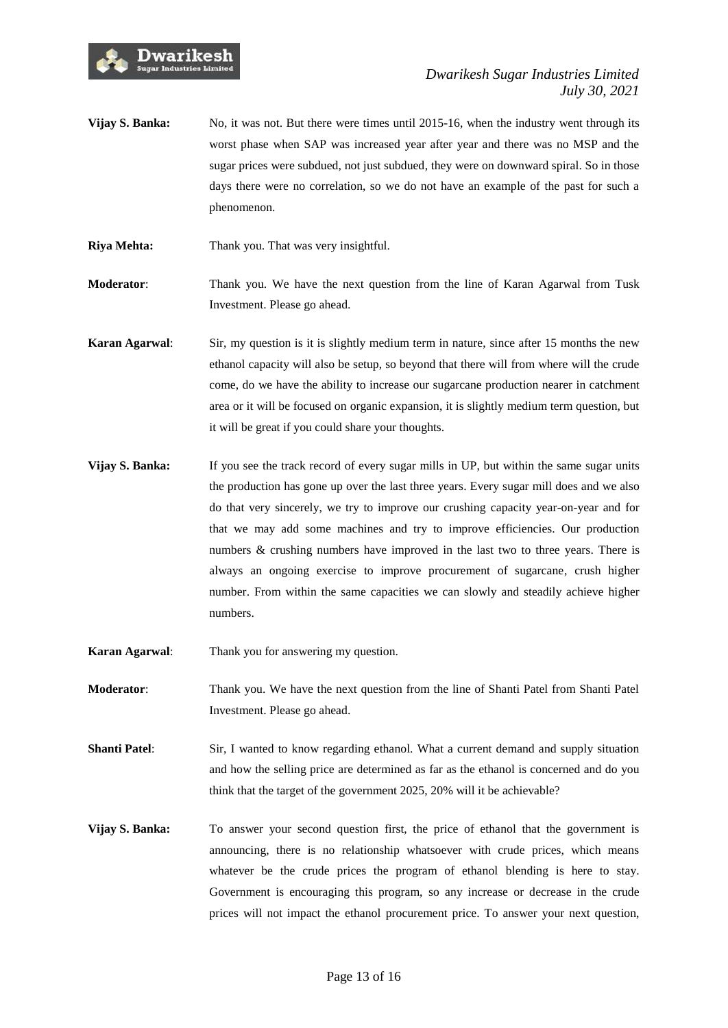**Vijay S. Banka:** No, it was not. But there were times until 2015-16, when the industry went through its worst phase when SAP was increased year after year and there was no MSP and the sugar prices were subdued, not just subdued, they were on downward spiral. So in those days there were no correlation, so we do not have an example of the past for such a phenomenon.

**Riya Mehta:** Thank you. That was very insightful.

**Moderator**: Thank you. We have the next question from the line of Karan Agarwal from Tusk Investment. Please go ahead.

**Karan Agarwal**: Sir, my question is it is slightly medium term in nature, since after 15 months the new ethanol capacity will also be setup, so beyond that there will from where will the crude come, do we have the ability to increase our sugarcane production nearer in catchment area or it will be focused on organic expansion, it is slightly medium term question, but it will be great if you could share your thoughts.

**Vijay S. Banka:** If you see the track record of every sugar mills in UP, but within the same sugar units the production has gone up over the last three years. Every sugar mill does and we also do that very sincerely, we try to improve our crushing capacity year-on-year and for that we may add some machines and try to improve efficiencies. Our production numbers & crushing numbers have improved in the last two to three years. There is always an ongoing exercise to improve procurement of sugarcane, crush higher number. From within the same capacities we can slowly and steadily achieve higher numbers.

**Karan Agarwal**: Thank you for answering my question.

**Moderator**: Thank you. We have the next question from the line of Shanti Patel from Shanti Patel Investment. Please go ahead.

**Shanti Patel**: Sir, I wanted to know regarding ethanol. What a current demand and supply situation and how the selling price are determined as far as the ethanol is concerned and do you think that the target of the government 2025, 20% will it be achievable?

**Vijay S. Banka:** To answer your second question first, the price of ethanol that the government is announcing, there is no relationship whatsoever with crude prices, which means whatever be the crude prices the program of ethanol blending is here to stay. Government is encouraging this program, so any increase or decrease in the crude prices will not impact the ethanol procurement price. To answer your next question,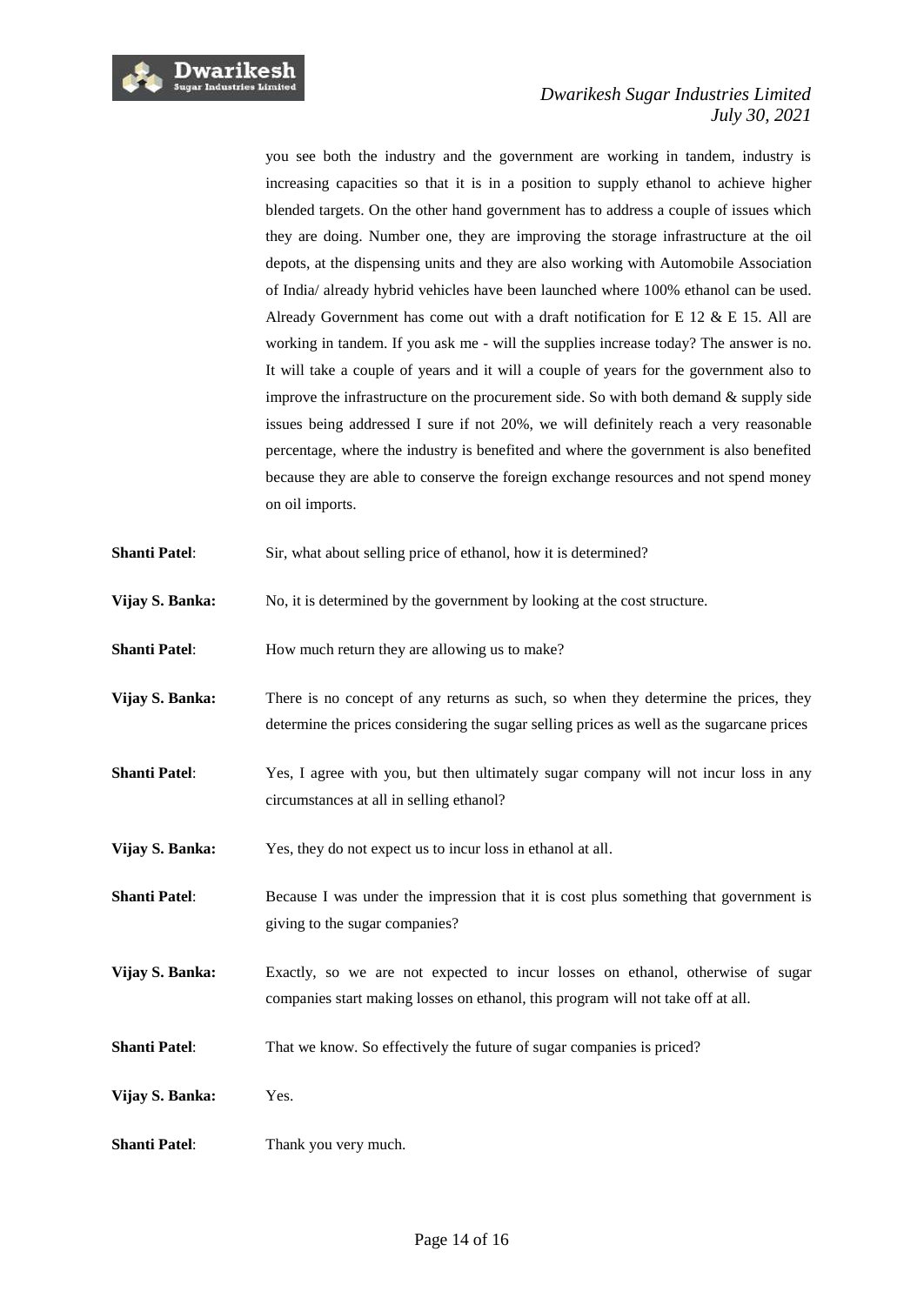you see both the industry and the government are working in tandem, industry is increasing capacities so that it is in a position to supply ethanol to achieve higher blended targets. On the other hand government has to address a couple of issues which they are doing. Number one, they are improving the storage infrastructure at the oil depots, at the dispensing units and they are also working with Automobile Association of India/ already hybrid vehicles have been launched where 100% ethanol can be used. Already Government has come out with a draft notification for E 12 & E 15. All are working in tandem. If you ask me - will the supplies increase today? The answer is no. It will take a couple of years and it will a couple of years for the government also to improve the infrastructure on the procurement side. So with both demand & supply side issues being addressed I sure if not 20%, we will definitely reach a very reasonable percentage, where the industry is benefited and where the government is also benefited because they are able to conserve the foreign exchange resources and not spend money on oil imports.

**Shanti Patel**: Sir, what about selling price of ethanol, how it is determined?

**Vijay S. Banka:** No, it is determined by the government by looking at the cost structure.

**Shanti Patel**: How much return they are allowing us to make?

**Vijay S. Banka:** There is no concept of any returns as such, so when they determine the prices, they determine the prices considering the sugar selling prices as well as the sugarcane prices

**Shanti Patel**: Yes, I agree with you, but then ultimately sugar company will not incur loss in any circumstances at all in selling ethanol?

**Vijay S. Banka:** Yes, they do not expect us to incur loss in ethanol at all.

**Shanti Patel**: Because I was under the impression that it is cost plus something that government is giving to the sugar companies?

**Vijay S. Banka:** Exactly, so we are not expected to incur losses on ethanol, otherwise of sugar companies start making losses on ethanol, this program will not take off at all.

**Shanti Patel**: That we know. So effectively the future of sugar companies is priced?

**Vijay S. Banka:** Yes.

**Shanti Patel**: Thank you very much.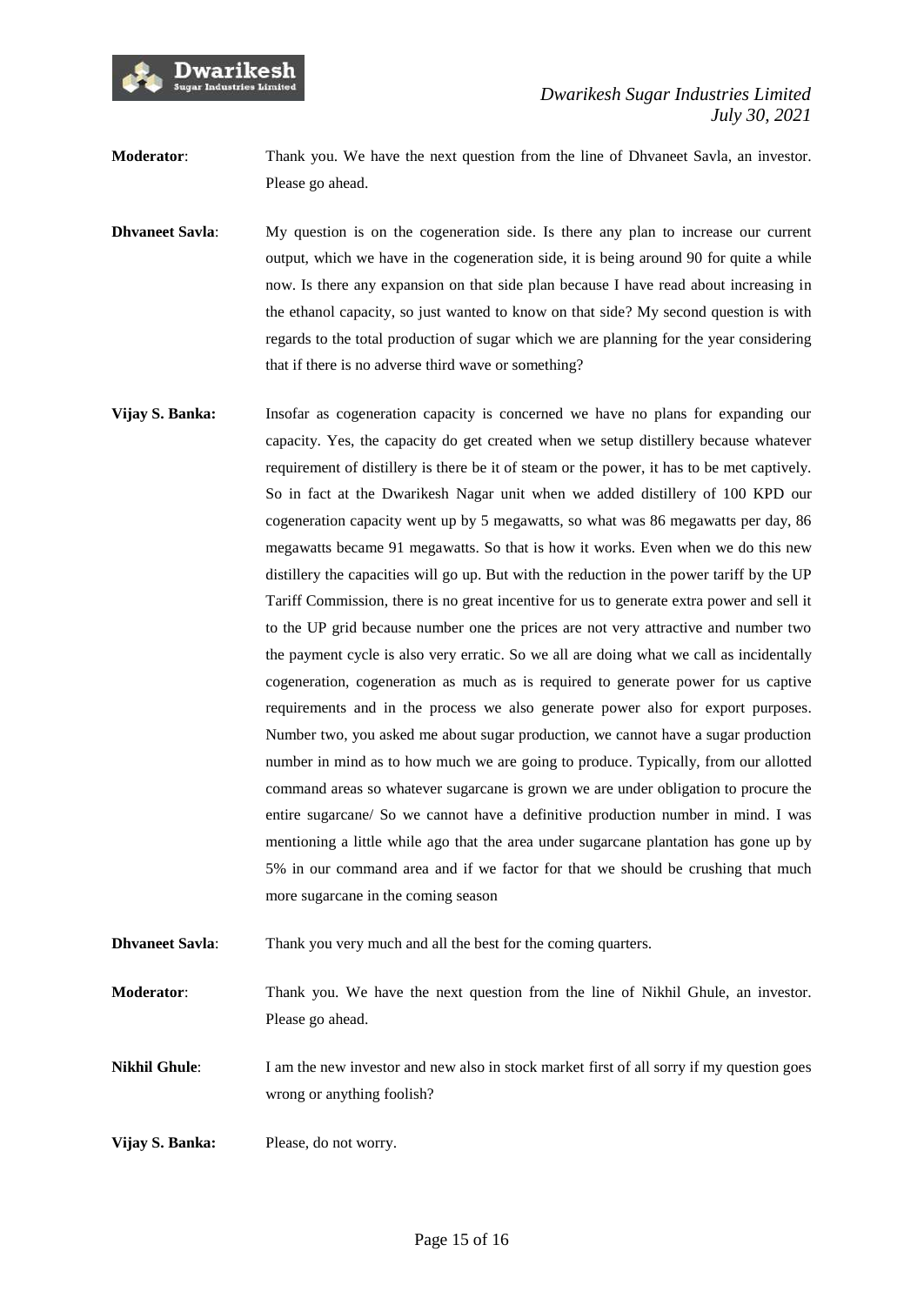**Moderator**: Thank you. We have the next question from the line of Dhvaneet Savla, an investor. Please go ahead.

**Dhvaneet Savla**: My question is on the cogeneration side. Is there any plan to increase our current output, which we have in the cogeneration side, it is being around 90 for quite a while now. Is there any expansion on that side plan because I have read about increasing in the ethanol capacity, so just wanted to know on that side? My second question is with regards to the total production of sugar which we are planning for the year considering that if there is no adverse third wave or something?

**Vijay S. Banka:** Insofar as cogeneration capacity is concerned we have no plans for expanding our capacity. Yes, the capacity do get created when we setup distillery because whatever requirement of distillery is there be it of steam or the power, it has to be met captively. So in fact at the Dwarikesh Nagar unit when we added distillery of 100 KPD our cogeneration capacity went up by 5 megawatts, so what was 86 megawatts per day, 86 megawatts became 91 megawatts. So that is how it works. Even when we do this new distillery the capacities will go up. But with the reduction in the power tariff by the UP Tariff Commission, there is no great incentive for us to generate extra power and sell it to the UP grid because number one the prices are not very attractive and number two the payment cycle is also very erratic. So we all are doing what we call as incidentally cogeneration, cogeneration as much as is required to generate power for us captive requirements and in the process we also generate power also for export purposes. Number two, you asked me about sugar production, we cannot have a sugar production number in mind as to how much we are going to produce. Typically, from our allotted command areas so whatever sugarcane is grown we are under obligation to procure the entire sugarcane/ So we cannot have a definitive production number in mind. I was mentioning a little while ago that the area under sugarcane plantation has gone up by 5% in our command area and if we factor for that we should be crushing that much more sugarcane in the coming season

**Dhvaneet Savla**: Thank you very much and all the best for the coming quarters.

**Moderator**: Thank you. We have the next question from the line of Nikhil Ghule, an investor. Please go ahead.

**Nikhil Ghule**: I am the new investor and new also in stock market first of all sorry if my question goes wrong or anything foolish?

**Vijay S. Banka:** Please, do not worry.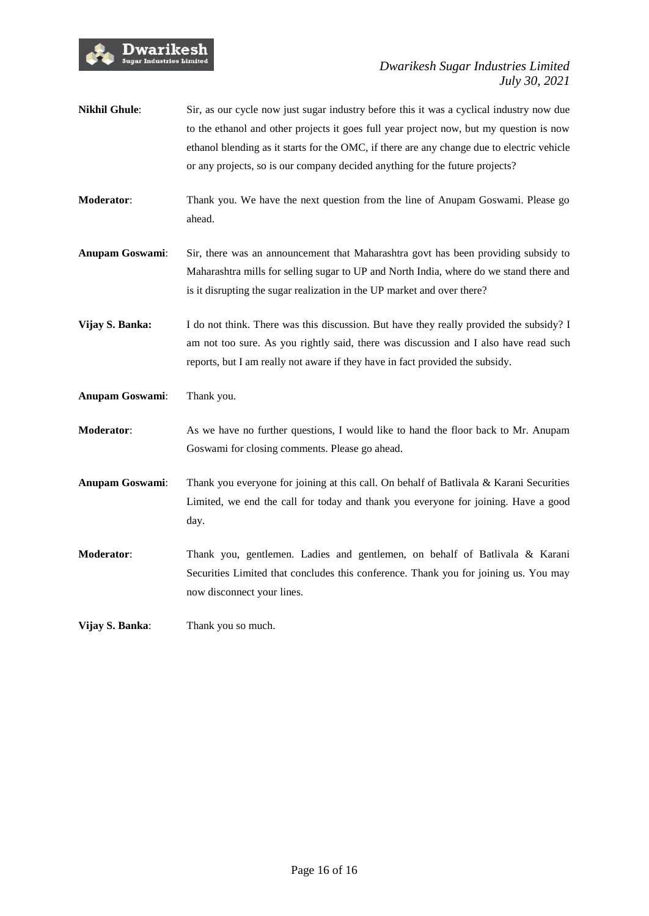**Nikhil Ghule**: Sir, as our cycle now just sugar industry before this it was a cyclical industry now due to the ethanol and other projects it goes full year project now, but my question is now ethanol blending as it starts for the OMC, if there are any change due to electric vehicle or any projects, so is our company decided anything for the future projects?

**Moderator**: Thank you. We have the next question from the line of Anupam Goswami. Please go ahead.

**Anupam Goswami**: Sir, there was an announcement that Maharashtra govt has been providing subsidy to Maharashtra mills for selling sugar to UP and North India, where do we stand there and is it disrupting the sugar realization in the UP market and over there?

**Vijay S. Banka:** I do not think. There was this discussion. But have they really provided the subsidy? I am not too sure. As you rightly said, there was discussion and I also have read such reports, but I am really not aware if they have in fact provided the subsidy.

**Anupam Goswami**: Thank you.

**Moderator**: As we have no further questions, I would like to hand the floor back to Mr. Anupam Goswami for closing comments. Please go ahead.

**Anupam Goswami**: Thank you everyone for joining at this call. On behalf of Batlivala & Karani Securities Limited, we end the call for today and thank you everyone for joining. Have a good day.

**Moderator**: Thank you, gentlemen. Ladies and gentlemen, on behalf of Batlivala & Karani Securities Limited that concludes this conference. Thank you for joining us. You may now disconnect your lines.

**Vijay S. Banka**: Thank you so much.